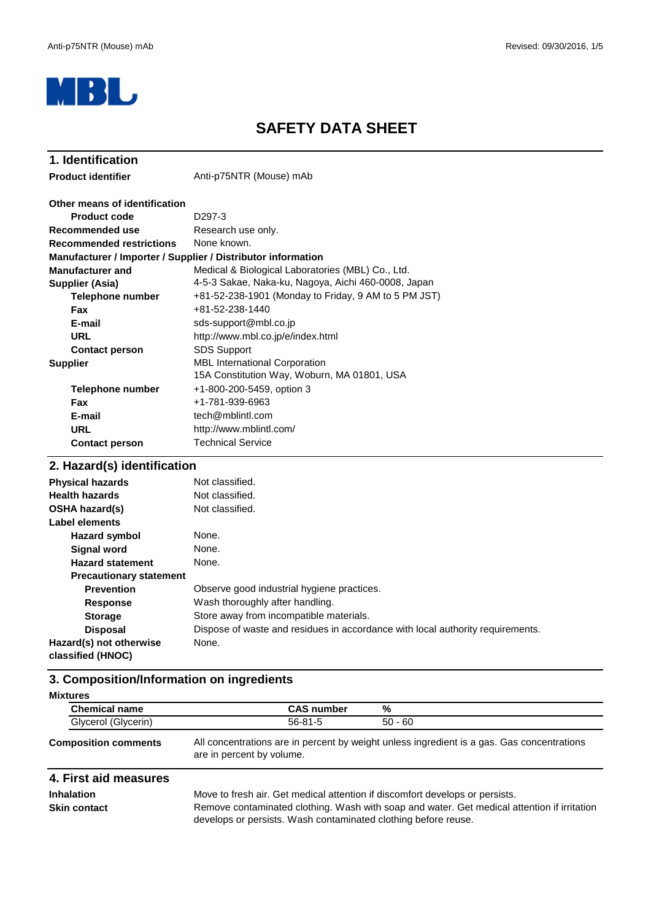MBL

# SAFETY DATA SHEET

## 1. Identification

| | |
|---|---|
| **Product identifier** | Anti-p75NTR (Mouse) mAb |
| **Other means of identification** | |
| **Product code** | D297-3 |
| **Recommended use** | Research use only. |
| **Recommended restrictions** | None known. |

**Manufacturer / Importer / Supplier / Distributor information**

| | |
|---|---|
| **Manufacturer and Supplier (Asia)** | Medical & Biological Laboratories (MBL) Co., Ltd.<br>4-5-3 Sakae, Naka-ku, Nagoya, Aichi 460-0008, Japan |
| **Telephone number** | +81-52-238-1901 (Monday to Friday, 9 AM to 5 PM JST) |
| **Fax** | +81-52-238-1440 |
| **E-mail** | sds-support@mbl.co.jp |
| **URL** | http://www.mbl.co.jp/e/index.html |
| **Contact person** | SDS Support |
| **Supplier** | MBL International Corporation<br>15A Constitution Way, Woburn, MA 01801, USA |
| **Telephone number** | +1-800-200-5459, option 3 |
| **Fax** | +1-781-939-6963 |
| **E-mail** | tech@mblintl.com |
| **URL** | http://www.mblintl.com/ |
| **Contact person** | Technical Service |

## 2. Hazard(s) identification

| | |
|---|---|
| **Physical hazards** | Not classified. |
| **Health hazards** | Not classified. |
| **OSHA hazard(s)** | Not classified. |
| **Label elements** | |
| **Hazard symbol** | None. |
| **Signal word** | None. |
| **Hazard statement** | None. |
| **Precautionary statement** | |
| **Prevention** | Observe good industrial hygiene practices. |
| **Response** | Wash thoroughly after handling. |
| **Storage** | Store away from incompatible materials. |
| **Disposal** | Dispose of waste and residues in accordance with local authority requirements. |
| **Hazard(s) not otherwise classified (HNOC)** | None. |

## 3. Composition/Information on ingredients

**Mixtures**

| Chemical name | CAS number | % |
|---|---|---|
| Glycerol (Glycerin) | 56-81-5 | 50 - 60 |

**Composition comments** All concentrations are in percent by weight unless ingredient is a gas. Gas concentrations are in percent by volume.

## 4. First aid measures

| | |
|---|---|
| **Inhalation** | Move to fresh air. Get medical attention if discomfort develops or persists. |
| **Skin contact** | Remove contaminated clothing. Wash with soap and water. Get medical attention if irritation develops or persists. Wash contaminated clothing before reuse. |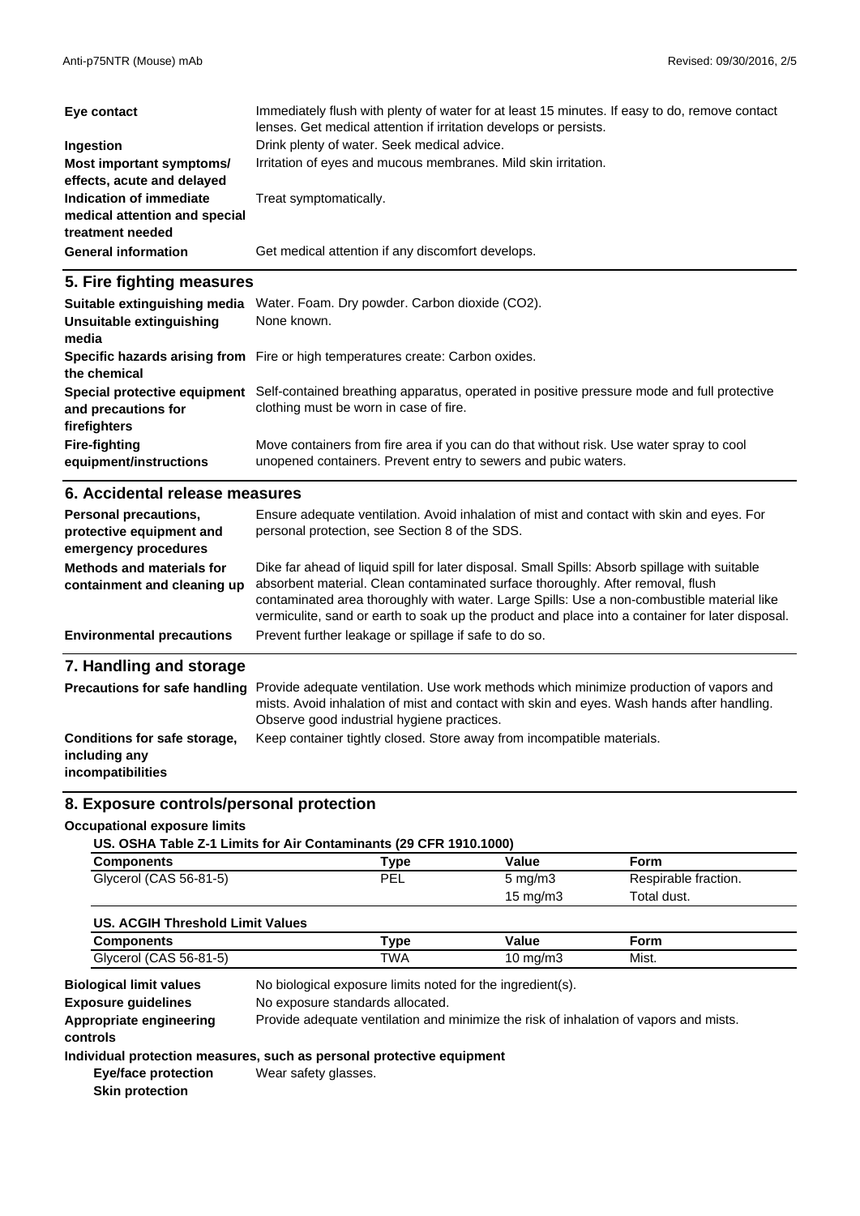**Eye contact** Immediately flush with plenty of water for at least 15 minutes. If easy to do, remove contact lenses. Get medical attention if irritation develops or persists.

**Ingestion** Drink plenty of water. Seek medical advice.

**Most important symptoms/ effects, acute and delayed** Irritation of eyes and mucous membranes. Mild skin irritation.

**Indication of immediate medical attention and special treatment needed** Treat symptomatically.

**General information** Get medical attention if any discomfort develops.

## 5. Fire fighting measures

**Suitable extinguishing media** Water. Foam. Dry powder. Carbon dioxide ($CO_2$).

**Unsuitable extinguishing media** None known.

**Specific hazards arising from the chemical** Fire or high temperatures create: Carbon oxides.

**Special protective equipment and precautions for firefighters** Self-contained breathing apparatus, operated in positive pressure mode and full protective clothing must be worn in case of fire.

**Fire-fighting equipment/instructions** Move containers from fire area if you can do that without risk. Use water spray to cool unopened containers. Prevent entry to sewers and pubic waters.

## 6. Accidental release measures

**Personal precautions, protective equipment and emergency procedures** Ensure adequate ventilation. Avoid inhalation of mist and contact with skin and eyes. For personal protection, see Section 8 of the SDS.

**Methods and materials for containment and cleaning up** Dike far ahead of liquid spill for later disposal. Small Spills: Absorb spillage with suitable absorbent material. Clean contaminated surface thoroughly. After removal, flush contaminated area thoroughly with water. Large Spills: Use a non-combustible material like vermiculite, sand or earth to soak up the product and place into a container for later disposal.

**Environmental precautions** Prevent further leakage or spillage if safe to do so.

## 7. Handling and storage

**Precautions for safe handling** Provide adequate ventilation. Use work methods which minimize production of vapors and mists. Avoid inhalation of mist and contact with skin and eyes. Wash hands after handling. Observe good industrial hygiene practices.

**Conditions for safe storage, including any incompatibilities** Keep container tightly closed. Store away from incompatible materials.

## 8. Exposure controls/personal protection

**Occupational exposure limits**

**US. OSHA Table Z-1 Limits for Air Contaminants (29 CFR 1910.1000)**

| Components | Type | Value | Form |
|---|---|---|---|
| Glycerol (CAS 56-81-5) | PEL | 5 mg/m3 | Respirable fraction. |
| | | 15 mg/m3 | Total dust. |

**US. ACGIH Threshold Limit Values**

| Components | Type | Value | Form |
|---|---|---|---|
| Glycerol (CAS 56-81-5) | TWA | 10 mg/m3 | Mist. |

**Biological limit values** No biological exposure limits noted for the ingredient(s).

**Exposure guidelines** No exposure standards allocated.

**Appropriate engineering controls** Provide adequate ventilation and minimize the risk of inhalation of vapors and mists.

**Individual protection measures, such as personal protective equipment**

**Eye/face protection** Wear safety glasses.

**Skin protection**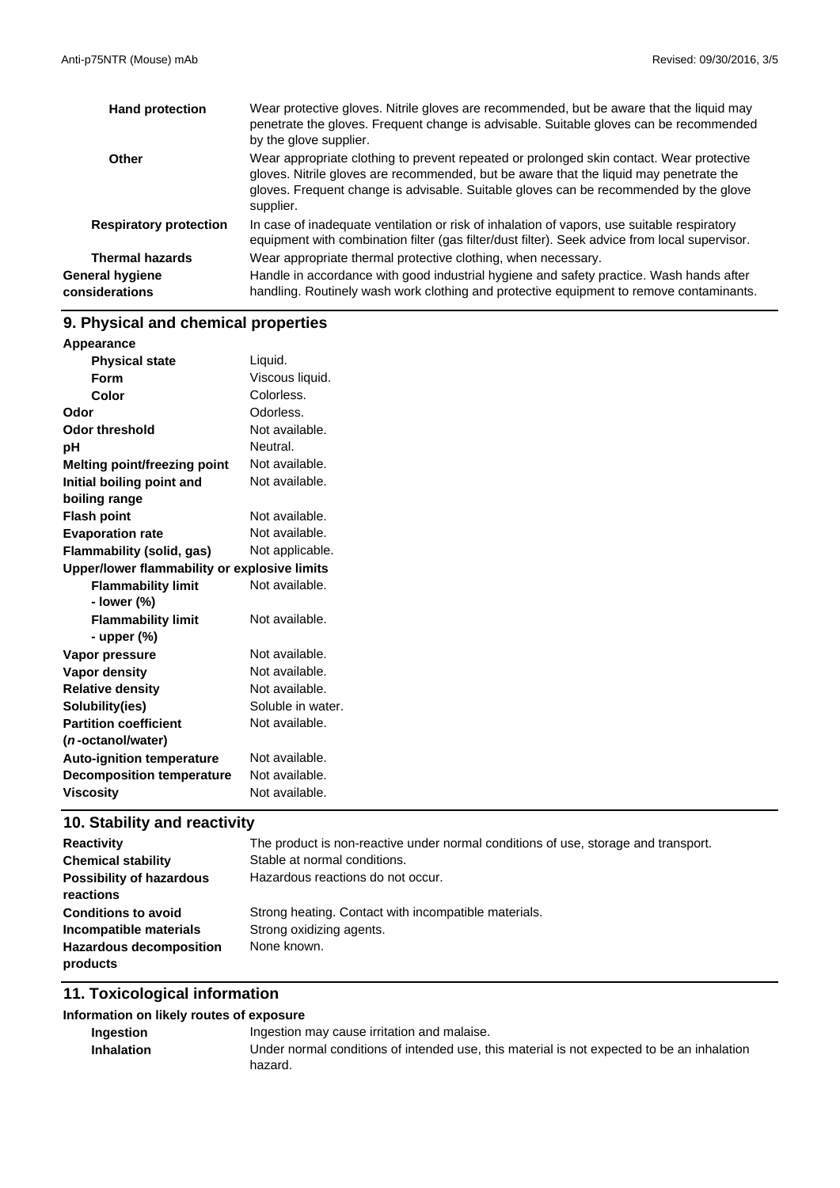| | |
|---|---|
| **Hand protection** | Wear protective gloves. Nitrile gloves are recommended, but be aware that the liquid may penetrate the gloves. Frequent change is advisable. Suitable gloves can be recommended by the glove supplier. |
| **Other** | Wear appropriate clothing to prevent repeated or prolonged skin contact. Wear protective gloves. Nitrile gloves are recommended, but be aware that the liquid may penetrate the gloves. Frequent change is advisable. Suitable gloves can be recommended by the glove supplier. |
| **Respiratory protection** | In case of inadequate ventilation or risk of inhalation of vapors, use suitable respiratory equipment with combination filter (gas filter/dust filter). Seek advice from local supervisor. |
| **Thermal hazards** | Wear appropriate thermal protective clothing, when necessary. |
| **General hygiene considerations** | Handle in accordance with good industrial hygiene and safety practice. Wash hands after handling. Routinely wash work clothing and protective equipment to remove contaminants. |

## 9. Physical and chemical properties

| | |
|---|---|
| **Appearance** | |
| **Physical state** | Liquid. |
| **Form** | Viscous liquid. |
| **Color** | Colorless. |
| **Odor** | Odorless. |
| **Odor threshold** | Not available. |
| **pH** | Neutral. |
| **Melting point/freezing point** | Not available. |
| **Initial boiling point and boiling range** | Not available. |
| **Flash point** | Not available. |
| **Evaporation rate** | Not available. |
| **Flammability (solid, gas)** | Not applicable. |
| **Upper/lower flammability or explosive limits** | |
| **Flammability limit - lower (%)** | Not available. |
| **Flammability limit - upper (%)** | Not available. |
| **Vapor pressure** | Not available. |
| **Vapor density** | Not available. |
| **Relative density** | Not available. |
| **Solubility(ies)** | Soluble in water. |
| **Partition coefficient (*n*-octanol/water)** | Not available. |
| **Auto-ignition temperature** | Not available. |
| **Decomposition temperature** | Not available. |
| **Viscosity** | Not available. |

## 10. Stability and reactivity

| | |
|---|---|
| **Reactivity** | The product is non-reactive under normal conditions of use, storage and transport. |
| **Chemical stability** | Stable at normal conditions. |
| **Possibility of hazardous reactions** | Hazardous reactions do not occur. |
| **Conditions to avoid** | Strong heating. Contact with incompatible materials. |
| **Incompatible materials** | Strong oxidizing agents. |
| **Hazardous decomposition products** | None known. |

## 11. Toxicological information

**Information on likely routes of exposure**

| | |
|---|---|
| **Ingestion** | Ingestion may cause irritation and malaise. |
| **Inhalation** | Under normal conditions of intended use, this material is not expected to be an inhalation hazard. |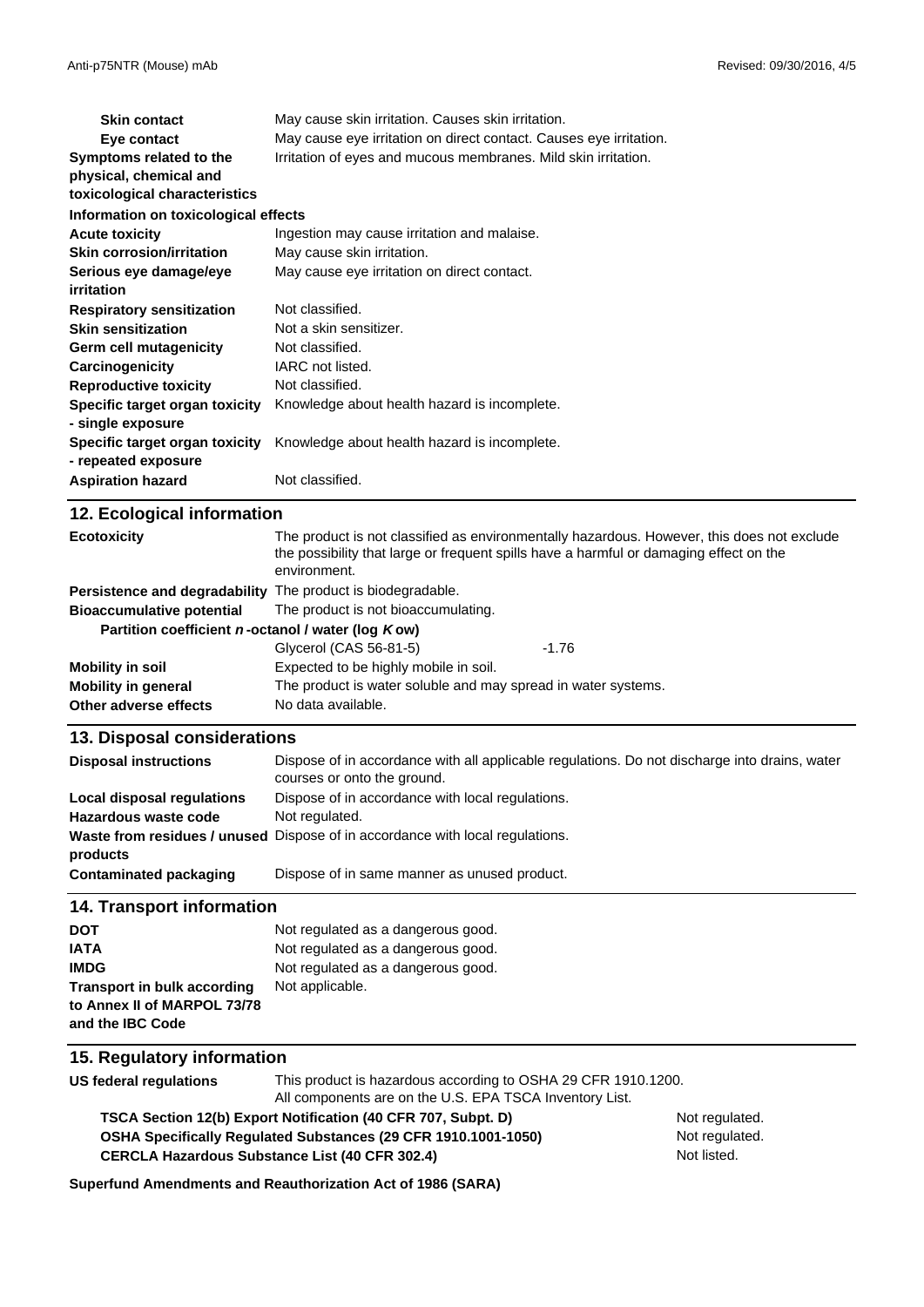| | |
|---|---|
| **Skin contact** | May cause skin irritation. Causes skin irritation. |
| **Eye contact** | May cause eye irritation on direct contact. Causes eye irritation. |
| **Symptoms related to the physical, chemical and toxicological characteristics** | Irritation of eyes and mucous membranes. Mild skin irritation. |

**Information on toxicological effects**

| | |
|---|---|
| **Acute toxicity** | Ingestion may cause irritation and malaise. |
| **Skin corrosion/irritation** | May cause skin irritation. |
| **Serious eye damage/eye irritation** | May cause eye irritation on direct contact. |
| **Respiratory sensitization** | Not classified. |
| **Skin sensitization** | Not a skin sensitizer. |
| **Germ cell mutagenicity** | Not classified. |
| **Carcinogenicity** | IARC not listed. |
| **Reproductive toxicity** | Not classified. |
| **Specific target organ toxicity - single exposure** | Knowledge about health hazard is incomplete. |
| **Specific target organ toxicity - repeated exposure** | Knowledge about health hazard is incomplete. |
| **Aspiration hazard** | Not classified. |

## 12. Ecological information

| | |
|---|---|
| **Ecotoxicity** | The product is not classified as environmentally hazardous. However, this does not exclude the possibility that large or frequent spills have a harmful or damaging effect on the environment. |
| **Persistence and degradability** | The product is biodegradable. |
| **Bioaccumulative potential** | The product is not bioaccumulating. |

**Partition coefficient *n*-octanol / water (log *K* ow)**

| | |
|---|---|
| Glycerol (CAS 56-81-5) | -1.76 |

| | |
|---|---|
| **Mobility in soil** | Expected to be highly mobile in soil. |
| **Mobility in general** | The product is water soluble and may spread in water systems. |
| **Other adverse effects** | No data available. |

## 13. Disposal considerations

| | |
|---|---|
| **Disposal instructions** | Dispose of in accordance with all applicable regulations. Do not discharge into drains, water courses or onto the ground. |
| **Local disposal regulations** | Dispose of in accordance with local regulations. |
| **Hazardous waste code** | Not regulated. |
| **Waste from residues / unused products** | Dispose of in accordance with local regulations. |
| **Contaminated packaging** | Dispose of in same manner as unused product. |

## 14. Transport information

| | |
|---|---|
| **DOT** | Not regulated as a dangerous good. |
| **IATA** | Not regulated as a dangerous good. |
| **IMDG** | Not regulated as a dangerous good. |
| **Transport in bulk according to Annex II of MARPOL 73/78 and the IBC Code** | Not applicable. |

## 15. Regulatory information

**US federal regulations**: This product is hazardous according to OSHA 29 CFR 1910.1200.
All components are on the U.S. EPA TSCA Inventory List.

| | |
|---|---|
| **TSCA Section 12(b) Export Notification (40 CFR 707, Subpt. D)** | Not regulated. |
| **OSHA Specifically Regulated Substances (29 CFR 1910.1001-1050)** | Not regulated. |
| **CERCLA Hazardous Substance List (40 CFR 302.4)** | Not listed. |

**Superfund Amendments and Reauthorization Act of 1986 (SARA)**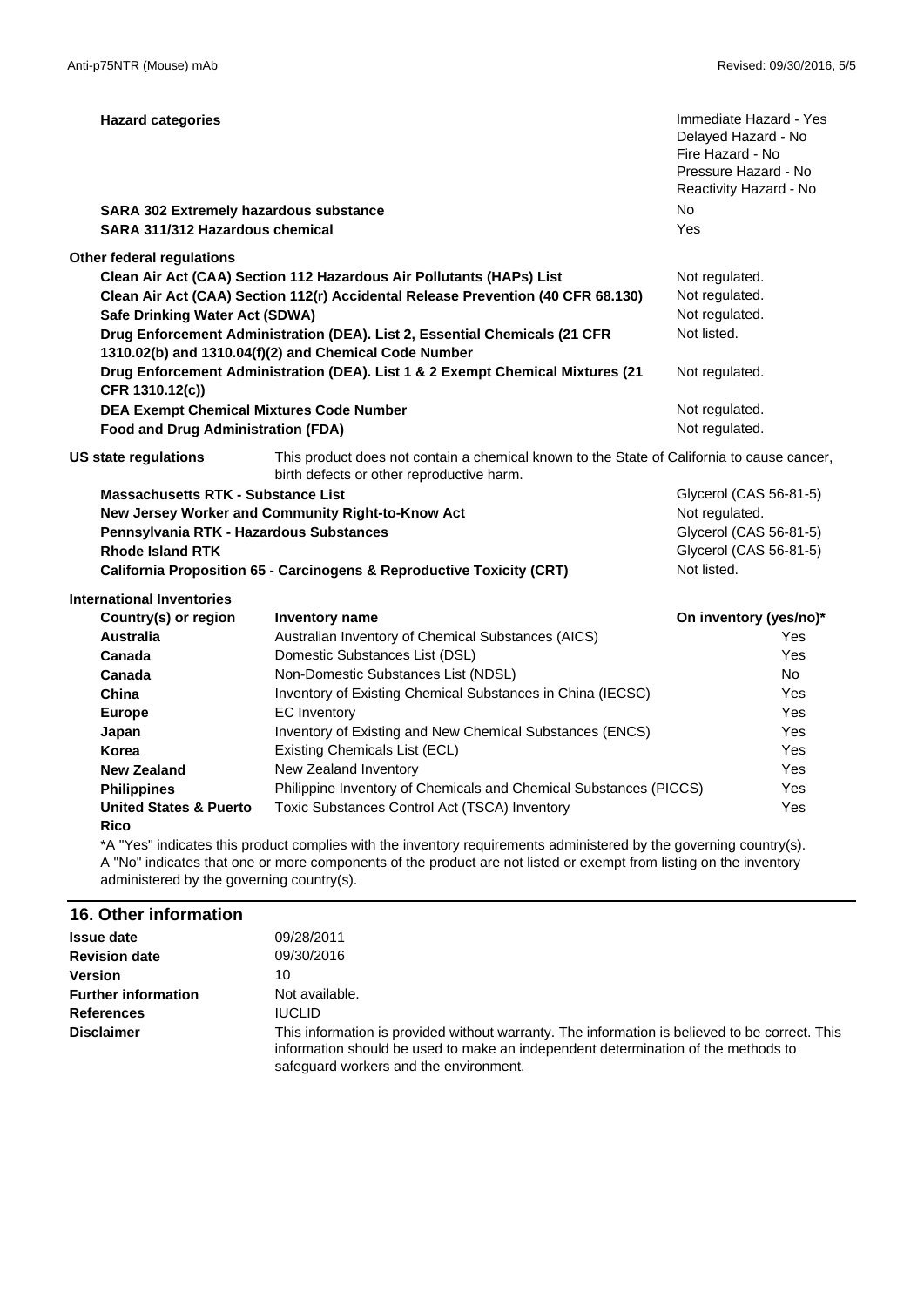| | |
|---|---|
| **Hazard categories** | Immediate Hazard - Yes<br>Delayed Hazard - No<br>Fire Hazard - No<br>Pressure Hazard - No<br>Reactivity Hazard - No |
| **SARA 302 Extremely hazardous substance** | No |
| **SARA 311/312 Hazardous chemical** | Yes |

**Other federal regulations**

| | |
|---|---|
| **Clean Air Act (CAA) Section 112 Hazardous Air Pollutants (HAPs) List** | Not regulated. |
| **Clean Air Act (CAA) Section 112(r) Accidental Release Prevention (40 CFR 68.130)** | Not regulated. |
| **Safe Drinking Water Act (SDWA)** | Not regulated. |
| **Drug Enforcement Administration (DEA). List 2, Essential Chemicals (21 CFR 1310.02(b) and 1310.04(f)(2) and Chemical Code Number** | Not listed. |
| **Drug Enforcement Administration (DEA). List 1 & 2 Exempt Chemical Mixtures (21 CFR 1310.12(c))** | Not regulated. |
| **DEA Exempt Chemical Mixtures Code Number** | Not regulated. |
| **Food and Drug Administration (FDA)** | Not regulated. |

**US state regulations** This product does not contain a chemical known to the State of California to cause cancer, birth defects or other reproductive harm.

| | |
|---|---|
| **Massachusetts RTK - Substance List** | Glycerol (CAS 56-81-5) |
| **New Jersey Worker and Community Right-to-Know Act** | Not regulated. |
| **Pennsylvania RTK - Hazardous Substances** | Glycerol (CAS 56-81-5) |
| **Rhode Island RTK** | Glycerol (CAS 56-81-5) |
| **California Proposition 65 - Carcinogens & Reproductive Toxicity (CRT)** | Not listed. |

**International Inventories**

| Country(s) or region | Inventory name | On inventory (yes/no)* |
|---|---|---|
| **Australia** | Australian Inventory of Chemical Substances (AICS) | Yes |
| **Canada** | Domestic Substances List (DSL) | Yes |
| **Canada** | Non-Domestic Substances List (NDSL) | No |
| **China** | Inventory of Existing Chemical Substances in China (IECSC) | Yes |
| **Europe** | EC Inventory | Yes |
| **Japan** | Inventory of Existing and New Chemical Substances (ENCS) | Yes |
| **Korea** | Existing Chemicals List (ECL) | Yes |
| **New Zealand** | New Zealand Inventory | Yes |
| **Philippines** | Philippine Inventory of Chemicals and Chemical Substances (PICCS) | Yes |
| **United States & Puerto Rico** | Toxic Substances Control Act (TSCA) Inventory | Yes |

*A "Yes" indicates this product complies with the inventory requirements administered by the governing country(s).
A "No" indicates that one or more components of the product are not listed or exempt from listing on the inventory administered by the governing country(s).

## 16. Other information

| | |
|---|---|
| **Issue date** | 09/28/2011 |
| **Revision date** | 09/30/2016 |
| **Version** | 10 |
| **Further information** | Not available. |
| **References** | IUCLID |
| **Disclaimer** | This information is provided without warranty. The information is believed to be correct. This information should be used to make an independent determination of the methods to safeguard workers and the environment. |